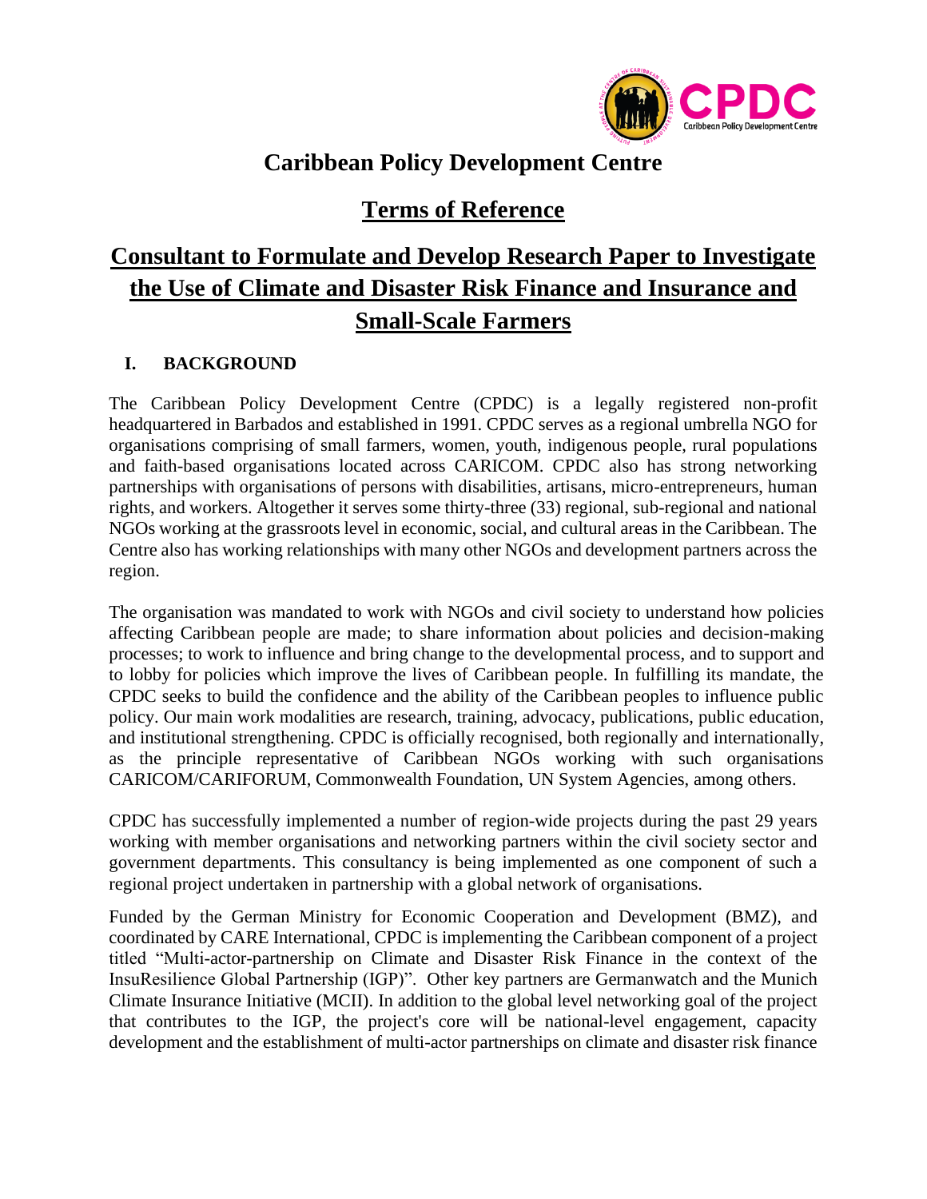# Caribbean Policy Development Centre

## Terms of Reference

## Consultant to Formulate and Develop Research Paper to Investigate the Use of Climate and Disaster Risk Finance and Insurance and Small-Scale Farmers

### I. BACKGROUND

The Caribbean Policy Development Centre (CPDC) is a legally registered non-profit headquartered in Barbados and established in 1991. CPDC serves as a regional umbrella NGO for organisations comprising of small farmers, women, youth, indigenous people, rural populations and faith-based organisations located across CARICOM. CPDC also has strong networking partnerships with organisations of persons with disabilities, artisans, micro-entrepreneurs, human rights, and workers. Altogether it serves some thirty-three (33) regional, sub-regional and national NGOs working at the grassroots level in economic, social, and cultural areas in the Caribbean. The Centre also has working relationships with many other NGOs and development partners across the region.

The organisation was mandated to work with NGOs and civil society to understand how policies affecting Caribbean people are made; to share information about policies and decision-making processes; to work to influence and bring change to the developmental process, and to support and to lobby for policies which improve the lives of Caribbean people. In fulfilling its mandate, the CPDC seeks to build the confidence and the ability of the Caribbean peoples to influence public policy. Our main work modalities are research, training, advocacy, publications, public education, and institutional strengthening. CPDC is officially recognised, both regionally and internationally, as the principle representative of Caribbean NGOs working with such organisations CARICOM/CARIFORUM, Commonwealth Foundation, UN System Agencies, among others.

CPDC has successfully implemented a number of region-wide projects during the past 29 years working with member organisations and networking partners within the civil society sector and government departments. This consultancy is being implemented as one component of such a regional project undertaken in partnership with a global network of organisations.

Funded by the German Ministry for Economic Cooperation and Development (BMZ), and coordinated by CARE International, CPDC is implementing the Caribbean component of a project titled "Multi-actor-partnership on Climate and Disaster Risk Finance in the context of the InsuResilience Global Partnership (IGP)". Other key partners are Germanwatch and the Munich Climate Insurance Initiative (MCII). In addition to the global level networking goal of the project that contributes to the IGP, the project's core will be national-level engagement, capacity development and the establishment of multi-actor partnerships on climate and disaster risk finance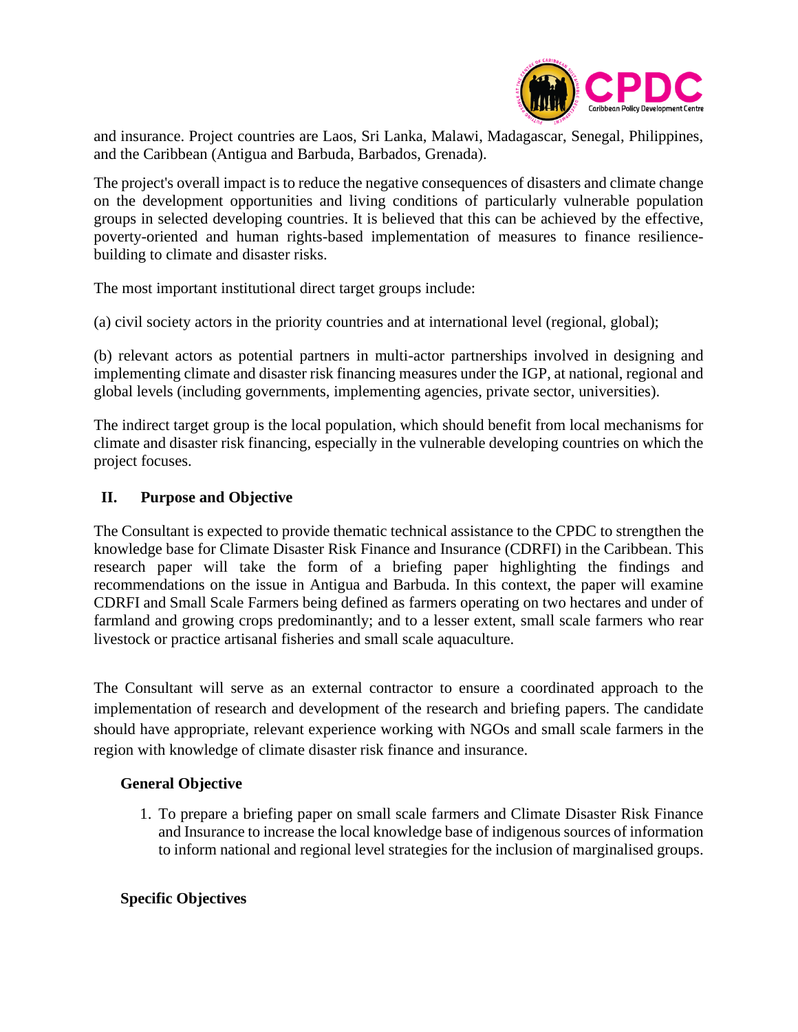and insurance. Project countries are Laos, Sri Lanka, Malawi, Madagascar, Senegal, Philippines, and the Caribbean (Antigua and Barbuda, Barbados, Grenada).

The project's overall impact is to reduce the negative consequences of disasters and climate change on the development opportunities and living conditions of particularly vulnerable population groups in selected developing countries. It is believed that this can be achieved by the effective, poverty-oriented and human rights-based implementation of measures to finance resilience-building to climate and disaster risks.

The most important institutional direct target groups include:

(a) civil society actors in the priority countries and at international level (regional, global);

(b) relevant actors as potential partners in multi-actor partnerships involved in designing and implementing climate and disaster risk financing measures under the IGP, at national, regional and global levels (including governments, implementing agencies, private sector, universities).

The indirect target group is the local population, which should benefit from local mechanisms for climate and disaster risk financing, especially in the vulnerable developing countries on which the project focuses.

## II. Purpose and Objective

The Consultant is expected to provide thematic technical assistance to the CPDC to strengthen the knowledge base for Climate Disaster Risk Finance and Insurance (CDRFI) in the Caribbean. This research paper will take the form of a briefing paper highlighting the findings and recommendations on the issue in Antigua and Barbuda. In this context, the paper will examine CDRFI and Small Scale Farmers being defined as farmers operating on two hectares and under of farmland and growing crops predominantly; and to a lesser extent, small scale farmers who rear livestock or practice artisanal fisheries and small scale aquaculture.

The Consultant will serve as an external contractor to ensure a coordinated approach to the implementation of research and development of the research and briefing papers. The candidate should have appropriate, relevant experience working with NGOs and small scale farmers in the region with knowledge of climate disaster risk finance and insurance.

### General Objective

1. To prepare a briefing paper on small scale farmers and Climate Disaster Risk Finance and Insurance to increase the local knowledge base of indigenous sources of information to inform national and regional level strategies for the inclusion of marginalised groups.

### Specific Objectives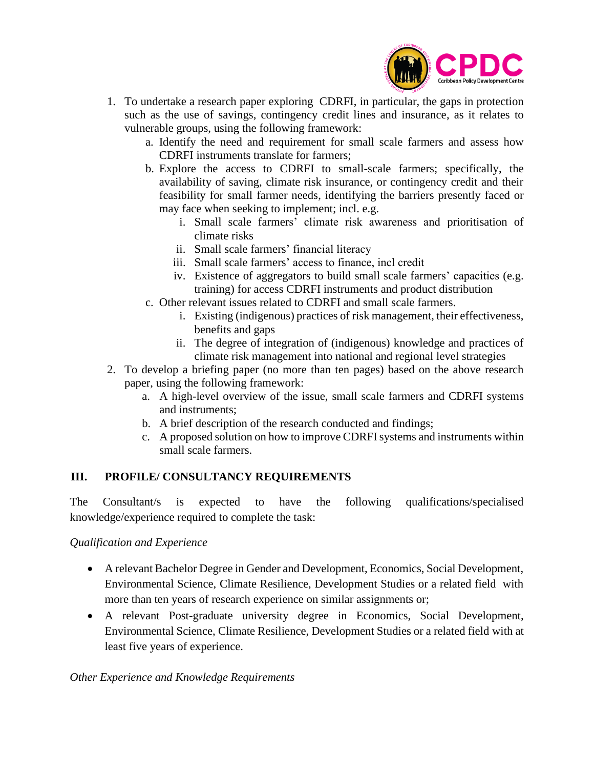1. To undertake a research paper exploring CDRFI, in particular, the gaps in protection such as the use of savings, contingency credit lines and insurance, as it relates to vulnerable groups, using the following framework:
    a. Identify the need and requirement for small scale farmers and assess how CDRFI instruments translate for farmers;
    b. Explore the access to CDRFI to small-scale farmers; specifically, the availability of saving, climate risk insurance, or contingency credit and their feasibility for small farmer needs, identifying the barriers presently faced or may face when seeking to implement; incl. e.g.
        i. Small scale farmers' climate risk awareness and prioritisation of climate risks
        ii. Small scale farmers' financial literacy
        iii. Small scale farmers' access to finance, incl credit
        iv. Existence of aggregators to build small scale farmers' capacities (e.g. training) for access CDRFI instruments and product distribution
    c. Other relevant issues related to CDRFI and small scale farmers.
        i. Existing (indigenous) practices of risk management, their effectiveness, benefits and gaps
        ii. The degree of integration of (indigenous) knowledge and practices of climate risk management into national and regional level strategies
2. To develop a briefing paper (no more than ten pages) based on the above research paper, using the following framework:
    a. A high-level overview of the issue, small scale farmers and CDRFI systems and instruments;
    b. A brief description of the research conducted and findings;
    c. A proposed solution on how to improve CDRFI systems and instruments within small scale farmers.

## III. PROFILE/ CONSULTANCY REQUIREMENTS

The Consultant/s is expected to have the following qualifications/specialised knowledge/experience required to complete the task:

*Qualification and Experience*

- A relevant Bachelor Degree in Gender and Development, Economics, Social Development, Environmental Science, Climate Resilience, Development Studies or a related field with more than ten years of research experience on similar assignments or;
- A relevant Post-graduate university degree in Economics, Social Development, Environmental Science, Climate Resilience, Development Studies or a related field with at least five years of experience.

*Other Experience and Knowledge Requirements*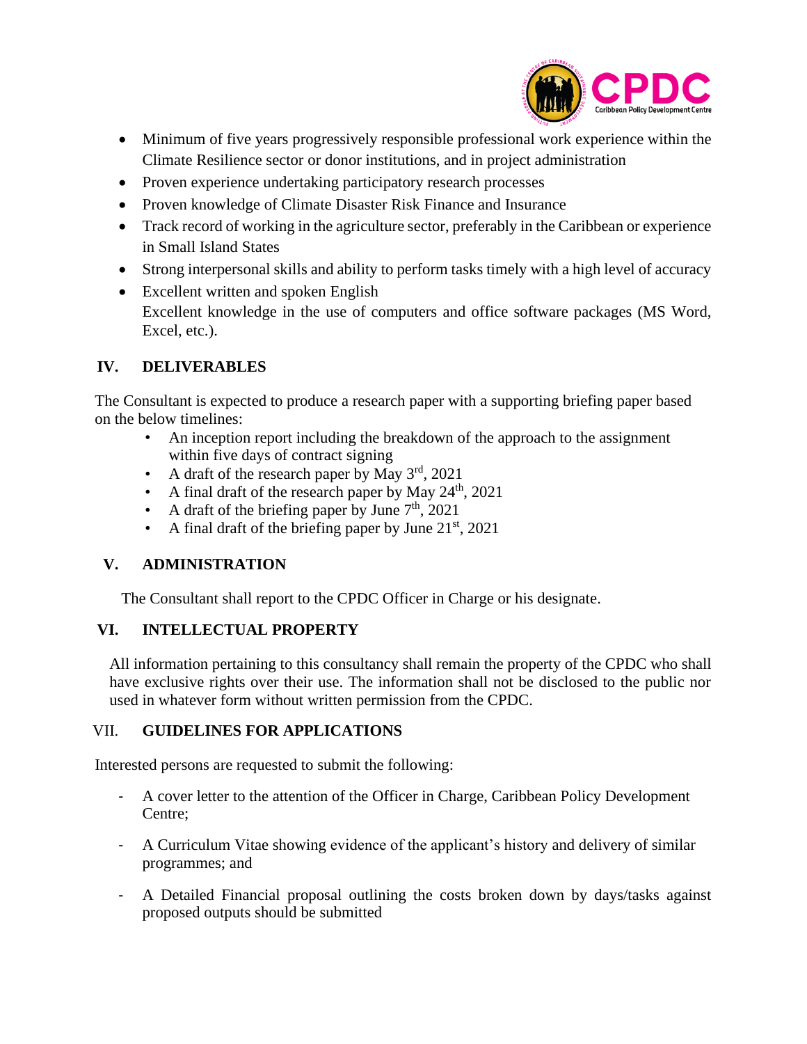- Minimum of five years progressively responsible professional work experience within the Climate Resilience sector or donor institutions, and in project administration
- Proven experience undertaking participatory research processes
- Proven knowledge of Climate Disaster Risk Finance and Insurance
- Track record of working in the agriculture sector, preferably in the Caribbean or experience in Small Island States
- Strong interpersonal skills and ability to perform tasks timely with a high level of accuracy
- Excellent written and spoken English
  Excellent knowledge in the use of computers and office software packages (MS Word, Excel, etc.).

## IV. DELIVERABLES

The Consultant is expected to produce a research paper with a supporting briefing paper based on the below timelines:

- An inception report including the breakdown of the approach to the assignment within five days of contract signing
- A draft of the research paper by May 3rd, 2021
- A final draft of the research paper by May 24th, 2021
- A draft of the briefing paper by June 7th, 2021
- A final draft of the briefing paper by June 21st, 2021

## V. ADMINISTRATION

The Consultant shall report to the CPDC Officer in Charge or his designate.

## VI. INTELLECTUAL PROPERTY

All information pertaining to this consultancy shall remain the property of the CPDC who shall have exclusive rights over their use. The information shall not be disclosed to the public nor used in whatever form without written permission from the CPDC.

## VII. GUIDELINES FOR APPLICATIONS

Interested persons are requested to submit the following:

- A cover letter to the attention of the Officer in Charge, Caribbean Policy Development Centre;
- A Curriculum Vitae showing evidence of the applicant's history and delivery of similar programmes; and
- A Detailed Financial proposal outlining the costs broken down by days/tasks against proposed outputs should be submitted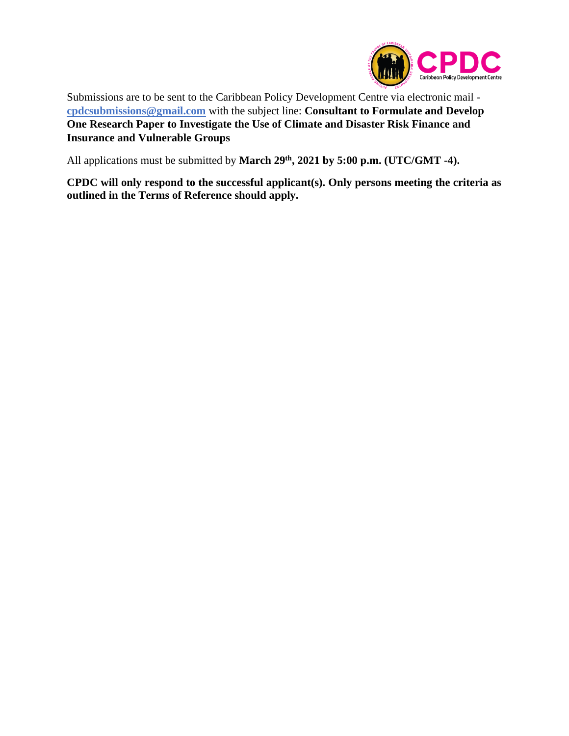Submissions are to be sent to the Caribbean Policy Development Centre via electronic mail - **cpdcsubmissions@gmail.com** with the subject line: **Consultant to Formulate and Develop One Research Paper to Investigate the Use of Climate and Disaster Risk Finance and Insurance and Vulnerable Groups**

All applications must be submitted by **March 29th, 2021 by 5:00 p.m. (UTC/GMT -4).**

**CPDC will only respond to the successful applicant(s). Only persons meeting the criteria as outlined in the Terms of Reference should apply.**